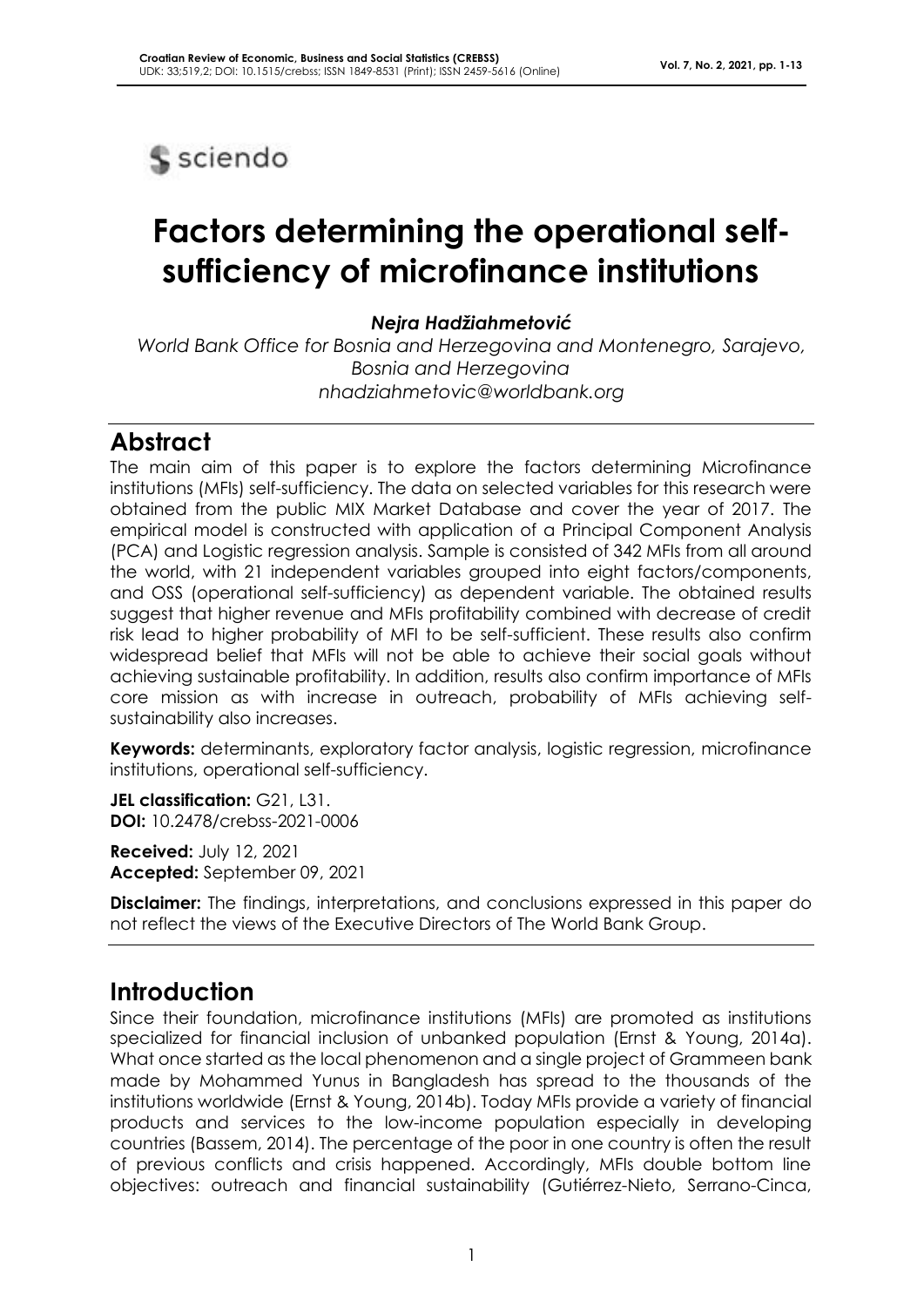# Factors determining the operational self-sufficiency of microfinance institutions

***Nejra Hadžiahmetović***

*World Bank Office for Bosnia and Herzegovina and Montenegro, Sarajevo, Bosnia and Herzegovina*
*nhadziahmetovic@worldbank.org*

## Abstract

The main aim of this paper is to explore the factors determining Microfinance institutions (MFIs) self-sufficiency. The data on selected variables for this research were obtained from the public MIX Market Database and cover the year of 2017. The empirical model is constructed with application of a Principal Component Analysis (PCA) and Logistic regression analysis. Sample is consisted of 342 MFIs from all around the world, with 21 independent variables grouped into eight factors/components, and OSS (operational self-sufficiency) as dependent variable. The obtained results suggest that higher revenue and MFIs profitability combined with decrease of credit risk lead to higher probability of MFI to be self-sufficient. These results also confirm widespread belief that MFIs will not be able to achieve their social goals without achieving sustainable profitability. In addition, results also confirm importance of MFIs core mission as with increase in outreach, probability of MFIs achieving self-sustainability also increases.

**Keywords:** determinants, exploratory factor analysis, logistic regression, microfinance institutions, operational self-sufficiency.

**JEL classification:** G21, L31.
**DOI:** 10.2478/crebss-2021-0006

**Received:** July 12, 2021
**Accepted:** September 09, 2021

**Disclaimer:** The findings, interpretations, and conclusions expressed in this paper do not reflect the views of the Executive Directors of The World Bank Group.

## Introduction

Since their foundation, microfinance institutions (MFIs) are promoted as institutions specialized for financial inclusion of unbanked population (Ernst & Young, 2014a). What once started as the local phenomenon and a single project of Grammeen bank made by Mohammed Yunus in Bangladesh has spread to the thousands of the institutions worldwide (Ernst & Young, 2014b). Today MFIs provide a variety of financial products and services to the low-income population especially in developing countries (Bassem, 2014). The percentage of the poor in one country is often the result of previous conflicts and crisis happened. Accordingly, MFIs double bottom line objectives: outreach and financial sustainability (Gutiérrez-Nieto, Serrano-Cinca,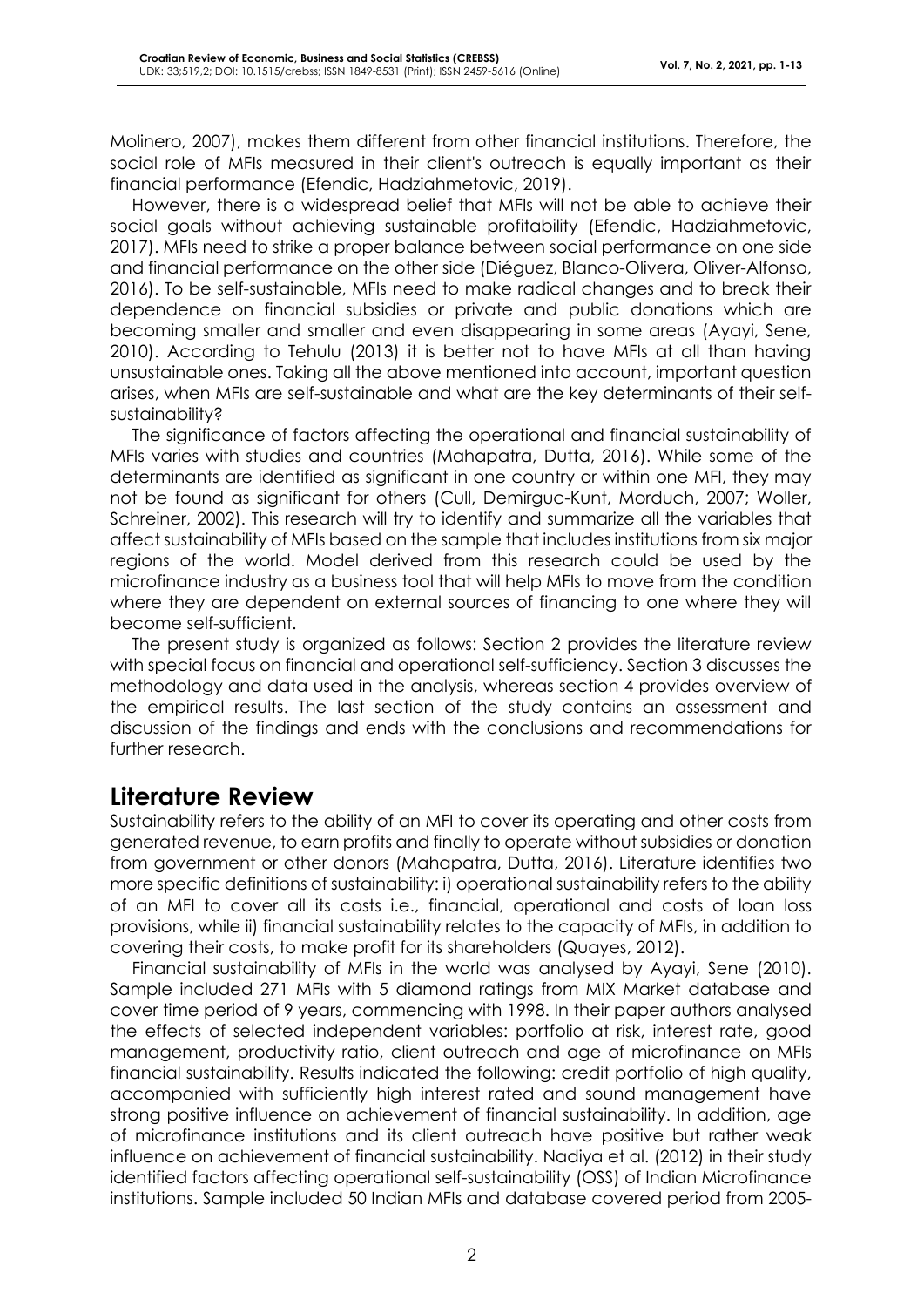Molinero, 2007), makes them different from other financial institutions. Therefore, the social role of MFIs measured in their client's outreach is equally important as their financial performance (Efendic, Hadziahmetovic, 2019).

However, there is a widespread belief that MFIs will not be able to achieve their social goals without achieving sustainable profitability (Efendic, Hadziahmetovic, 2017). MFIs need to strike a proper balance between social performance on one side and financial performance on the other side (Diéguez, Blanco-Olivera, Oliver-Alfonso, 2016). To be self-sustainable, MFIs need to make radical changes and to break their dependence on financial subsidies or private and public donations which are becoming smaller and smaller and even disappearing in some areas (Ayayi, Sene, 2010). According to Tehulu (2013) it is better not to have MFIs at all than having unsustainable ones. Taking all the above mentioned into account, important question arises, when MFIs are self-sustainable and what are the key determinants of their self-sustainability?

The significance of factors affecting the operational and financial sustainability of MFIs varies with studies and countries (Mahapatra, Dutta, 2016). While some of the determinants are identified as significant in one country or within one MFI, they may not be found as significant for others (Cull, Demirguc-Kunt, Morduch, 2007; Woller, Schreiner, 2002). This research will try to identify and summarize all the variables that affect sustainability of MFIs based on the sample that includes institutions from six major regions of the world. Model derived from this research could be used by the microfinance industry as a business tool that will help MFIs to move from the condition where they are dependent on external sources of financing to one where they will become self-sufficient.

The present study is organized as follows: Section 2 provides the literature review with special focus on financial and operational self-sufficiency. Section 3 discusses the methodology and data used in the analysis, whereas section 4 provides overview of the empirical results. The last section of the study contains an assessment and discussion of the findings and ends with the conclusions and recommendations for further research.

## Literature Review

Sustainability refers to the ability of an MFI to cover its operating and other costs from generated revenue, to earn profits and finally to operate without subsidies or donation from government or other donors (Mahapatra, Dutta, 2016). Literature identifies two more specific definitions of sustainability: i) operational sustainability refers to the ability of an MFI to cover all its costs i.e., financial, operational and costs of loan loss provisions, while ii) financial sustainability relates to the capacity of MFIs, in addition to covering their costs, to make profit for its shareholders (Quayes, 2012).

Financial sustainability of MFIs in the world was analysed by Ayayi, Sene (2010). Sample included 271 MFIs with 5 diamond ratings from MIX Market database and cover time period of 9 years, commencing with 1998. In their paper authors analysed the effects of selected independent variables: portfolio at risk, interest rate, good management, productivity ratio, client outreach and age of microfinance on MFIs financial sustainability. Results indicated the following: credit portfolio of high quality, accompanied with sufficiently high interest rated and sound management have strong positive influence on achievement of financial sustainability. In addition, age of microfinance institutions and its client outreach have positive but rather weak influence on achievement of financial sustainability. Nadiya et al. (2012) in their study identified factors affecting operational self-sustainability (OSS) of Indian Microfinance institutions. Sample included 50 Indian MFIs and database covered period from 2005-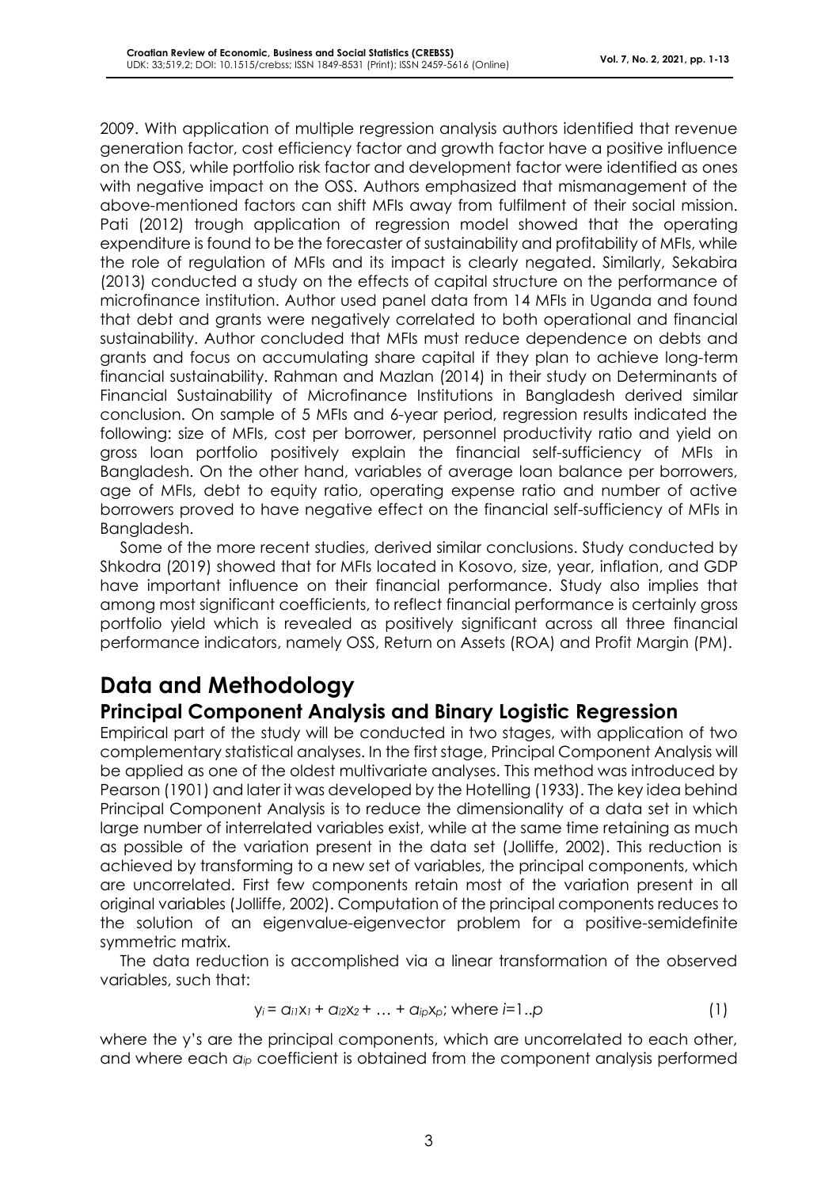2009. With application of multiple regression analysis authors identified that revenue generation factor, cost efficiency factor and growth factor have a positive influence on the OSS, while portfolio risk factor and development factor were identified as ones with negative impact on the OSS. Authors emphasized that mismanagement of the above-mentioned factors can shift MFIs away from fulfilment of their social mission. Pati (2012) trough application of regression model showed that the operating expenditure is found to be the forecaster of sustainability and profitability of MFIs, while the role of regulation of MFIs and its impact is clearly negated. Similarly, Sekabira (2013) conducted a study on the effects of capital structure on the performance of microfinance institution. Author used panel data from 14 MFIs in Uganda and found that debt and grants were negatively correlated to both operational and financial sustainability. Author concluded that MFIs must reduce dependence on debts and grants and focus on accumulating share capital if they plan to achieve long-term financial sustainability. Rahman and Mazlan (2014) in their study on Determinants of Financial Sustainability of Microfinance Institutions in Bangladesh derived similar conclusion. On sample of 5 MFIs and 6-year period, regression results indicated the following: size of MFIs, cost per borrower, personnel productivity ratio and yield on gross loan portfolio positively explain the financial self-sufficiency of MFIs in Bangladesh. On the other hand, variables of average loan balance per borrowers, age of MFIs, debt to equity ratio, operating expense ratio and number of active borrowers proved to have negative effect on the financial self-sufficiency of MFIs in Bangladesh.

Some of the more recent studies, derived similar conclusions. Study conducted by Shkodra (2019) showed that for MFIs located in Kosovo, size, year, inflation, and GDP have important influence on their financial performance. Study also implies that among most significant coefficients, to reflect financial performance is certainly gross portfolio yield which is revealed as positively significant across all three financial performance indicators, namely OSS, Return on Assets (ROA) and Profit Margin (PM).

# Data and Methodology

## Principal Component Analysis and Binary Logistic Regression

Empirical part of the study will be conducted in two stages, with application of two complementary statistical analyses. In the first stage, Principal Component Analysis will be applied as one of the oldest multivariate analyses. This method was introduced by Pearson (1901) and later it was developed by the Hotelling (1933). The key idea behind Principal Component Analysis is to reduce the dimensionality of a data set in which large number of interrelated variables exist, while at the same time retaining as much as possible of the variation present in the data set (Jolliffe, 2002). This reduction is achieved by transforming to a new set of variables, the principal components, which are uncorrelated. First few components retain most of the variation present in all original variables (Jolliffe, 2002). Computation of the principal components reduces to the solution of an eigenvalue-eigenvector problem for a positive-semidefinite symmetric matrix.

The data reduction is accomplished via a linear transformation of the observed variables, such that:

$$y_i = a_{i1}x_1 + a_{i2}x_2 + \ldots + a_{ip}x_p;\ \text{where } i=1..p \quad (1)$$

where the y's are the principal components, which are uncorrelated to each other, and where each $a_{ip}$ coefficient is obtained from the component analysis performed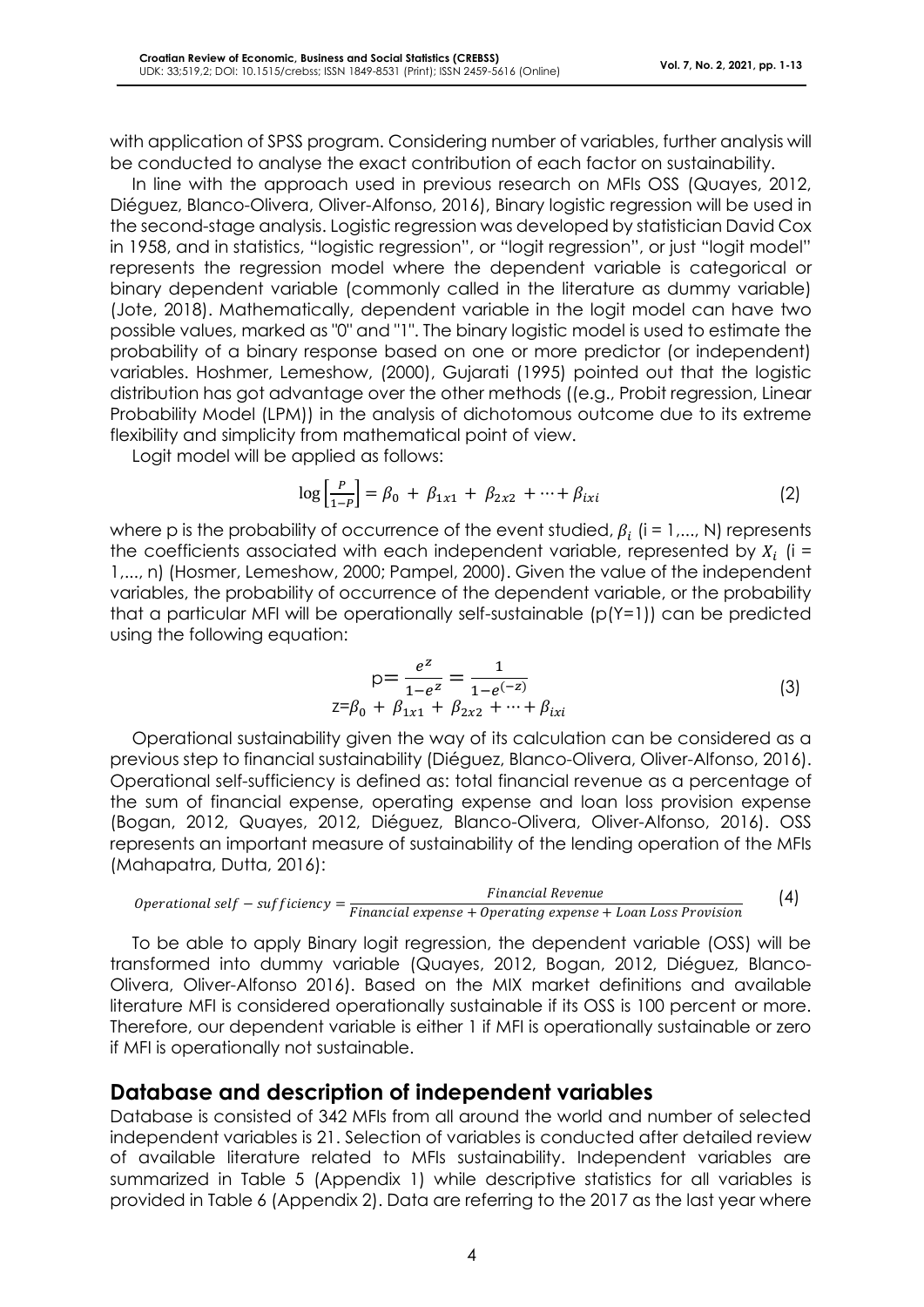with application of SPSS program. Considering number of variables, further analysis will be conducted to analyse the exact contribution of each factor on sustainability.

In line with the approach used in previous research on MFIs OSS (Quayes, 2012, Diéguez, Blanco-Olivera, Oliver-Alfonso, 2016), Binary logistic regression will be used in the second-stage analysis. Logistic regression was developed by statistician David Cox in 1958, and in statistics, "logistic regression", or "logit regression", or just "logit model" represents the regression model where the dependent variable is categorical or binary dependent variable (commonly called in the literature as dummy variable) (Jote, 2018). Mathematically, dependent variable in the logit model can have two possible values, marked as "0" and "1". The binary logistic model is used to estimate the probability of a binary response based on one or more predictor (or independent) variables. Hoshmer, Lemeshow, (2000), Gujarati (1995) pointed out that the logistic distribution has got advantage over the other methods ((e.g., Probit regression, Linear Probability Model (LPM)) in the analysis of dichotomous outcome due to its extreme flexibility and simplicity from mathematical point of view.

Logit model will be applied as follows:

$$\log\left[\frac{P}{1-P}\right] = \beta_0 + \beta_{1x1} + \beta_{2x2} + \cdots + \beta_{ixi} \tag{2}$$

where p is the probability of occurrence of the event studied, $\beta_i$ (i = 1,..., N) represents the coefficients associated with each independent variable, represented by $X_i$ (i = 1,..., n) (Hosmer, Lemeshow, 2000; Pampel, 2000). Given the value of the independent variables, the probability of occurrence of the dependent variable, or the probability that a particular MFI will be operationally self-sustainable (p(Y=1)) can be predicted using the following equation:

$$\text{p} = \frac{e^z}{1-e^z} = \frac{1}{1-e^{(-z)}}$$
$$\text{z} = \beta_0 + \beta_{1x1} + \beta_{2x2} + \cdots + \beta_{ixi} \tag{3}$$

Operational sustainability given the way of its calculation can be considered as a previous step to financial sustainability (Diéguez, Blanco-Olivera, Oliver-Alfonso, 2016). Operational self-sufficiency is defined as: total financial revenue as a percentage of the sum of financial expense, operating expense and loan loss provision expense (Bogan, 2012, Quayes, 2012, Diéguez, Blanco-Olivera, Oliver-Alfonso, 2016). OSS represents an important measure of sustainability of the lending operation of the MFIs (Mahapatra, Dutta, 2016):

$$Operational\ self-sufficiency = \frac{Financial\ Revenue}{Financial\ expense + Operating\ expense + Loan\ Loss\ Provision} \tag{4}$$

To be able to apply Binary logit regression, the dependent variable (OSS) will be transformed into dummy variable (Quayes, 2012, Bogan, 2012, Diéguez, Blanco-Olivera, Oliver-Alfonso 2016). Based on the MIX market definitions and available literature MFI is considered operationally sustainable if its OSS is 100 percent or more. Therefore, our dependent variable is either 1 if MFI is operationally sustainable or zero if MFI is operationally not sustainable.

## Database and description of independent variables

Database is consisted of 342 MFIs from all around the world and number of selected independent variables is 21. Selection of variables is conducted after detailed review of available literature related to MFIs sustainability. Independent variables are summarized in Table 5 (Appendix 1) while descriptive statistics for all variables is provided in Table 6 (Appendix 2). Data are referring to the 2017 as the last year where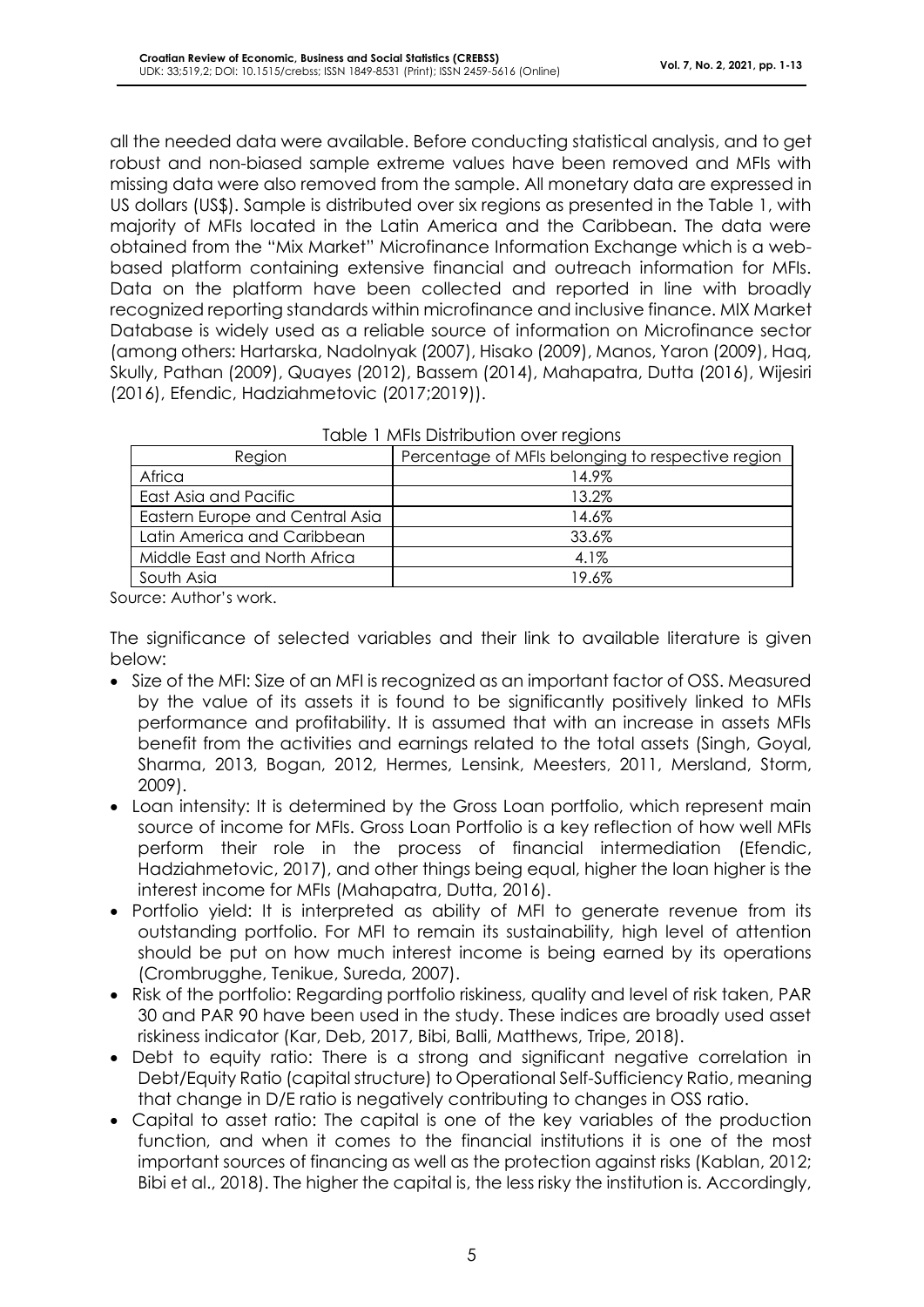all the needed data were available. Before conducting statistical analysis, and to get robust and non-biased sample extreme values have been removed and MFIs with missing data were also removed from the sample. All monetary data are expressed in US dollars (US$). Sample is distributed over six regions as presented in the Table 1, with majority of MFIs located in the Latin America and the Caribbean. The data were obtained from the "Mix Market" Microfinance Information Exchange which is a web-based platform containing extensive financial and outreach information for MFIs. Data on the platform have been collected and reported in line with broadly recognized reporting standards within microfinance and inclusive finance. MIX Market Database is widely used as a reliable source of information on Microfinance sector (among others: Hartarska, Nadolnyak (2007), Hisako (2009), Manos, Yaron (2009), Haq, Skully, Pathan (2009), Quayes (2012), Bassem (2014), Mahapatra, Dutta (2016), Wijesiri (2016), Efendic, Hadziahmetovic (2017;2019)).

Table 1 MFIs Distribution over regions

| Region | Percentage of MFIs belonging to respective region |
|---|---|
| Africa | 14.9% |
| East Asia and Pacific | 13.2% |
| Eastern Europe and Central Asia | 14.6% |
| Latin America and Caribbean | 33.6% |
| Middle East and North Africa | 4.1% |
| South Asia | 19.6% |

Source: Author's work.

The significance of selected variables and their link to available literature is given below:

- Size of the MFI: Size of an MFI is recognized as an important factor of OSS. Measured by the value of its assets it is found to be significantly positively linked to MFIs performance and profitability. It is assumed that with an increase in assets MFIs benefit from the activities and earnings related to the total assets (Singh, Goyal, Sharma, 2013, Bogan, 2012, Hermes, Lensink, Meesters, 2011, Mersland, Storm, 2009).
- Loan intensity: It is determined by the Gross Loan portfolio, which represent main source of income for MFIs. Gross Loan Portfolio is a key reflection of how well MFIs perform their role in the process of financial intermediation (Efendic, Hadziahmetovic, 2017), and other things being equal, higher the loan higher is the interest income for MFIs (Mahapatra, Dutta, 2016).
- Portfolio yield: It is interpreted as ability of MFI to generate revenue from its outstanding portfolio. For MFI to remain its sustainability, high level of attention should be put on how much interest income is being earned by its operations (Crombrugghe, Tenikue, Sureda, 2007).
- Risk of the portfolio: Regarding portfolio riskiness, quality and level of risk taken, PAR 30 and PAR 90 have been used in the study. These indices are broadly used asset riskiness indicator (Kar, Deb, 2017, Bibi, Balli, Matthews, Tripe, 2018).
- Debt to equity ratio: There is a strong and significant negative correlation in Debt/Equity Ratio (capital structure) to Operational Self-Sufficiency Ratio, meaning that change in D/E ratio is negatively contributing to changes in OSS ratio.
- Capital to asset ratio: The capital is one of the key variables of the production function, and when it comes to the financial institutions it is one of the most important sources of financing as well as the protection against risks (Kablan, 2012; Bibi et al., 2018). The higher the capital is, the less risky the institution is. Accordingly,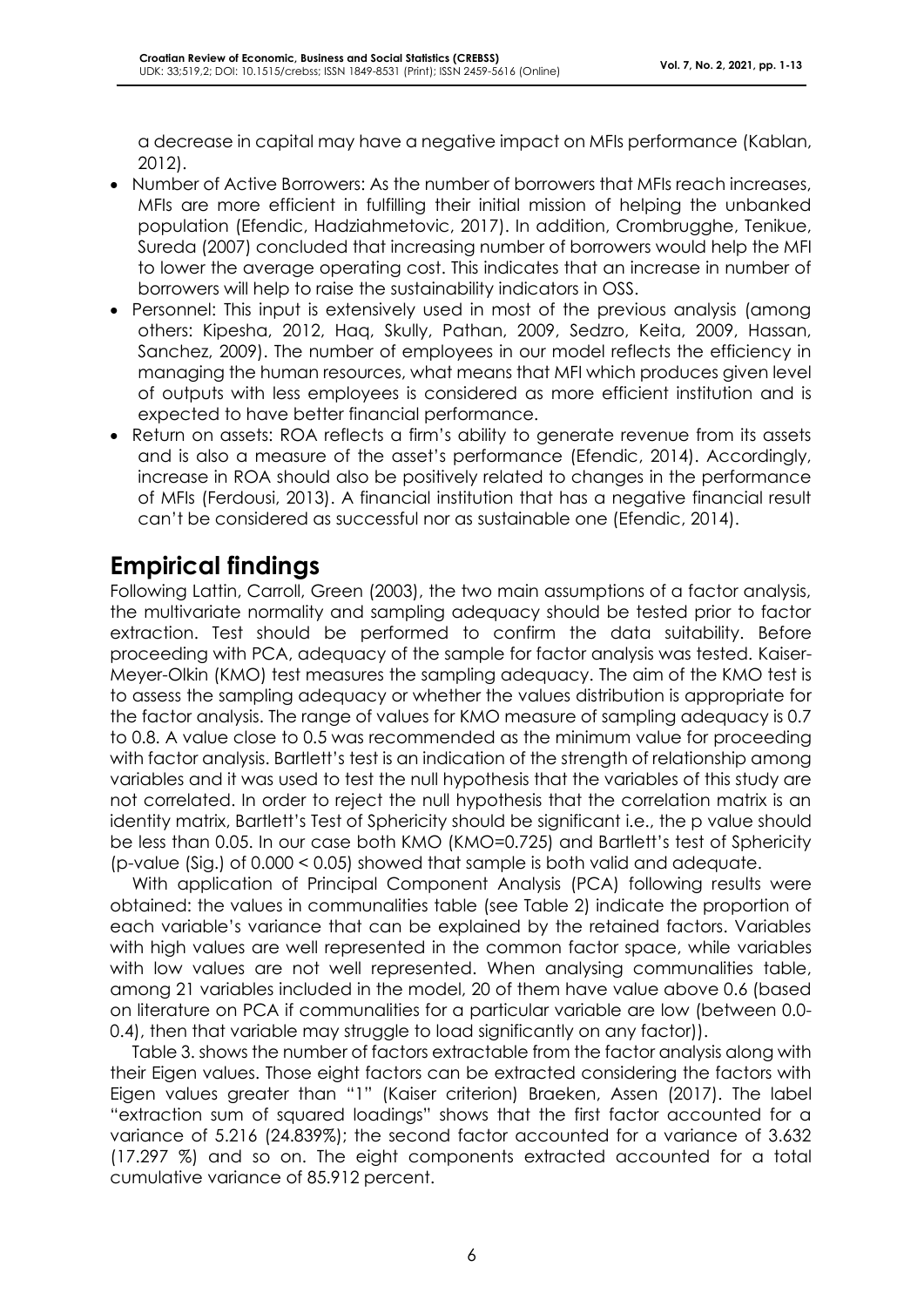a decrease in capital may have a negative impact on MFIs performance (Kablan, 2012).

- Number of Active Borrowers: As the number of borrowers that MFIs reach increases, MFIs are more efficient in fulfilling their initial mission of helping the unbanked population (Efendic, Hadziahmetovic, 2017). In addition, Crombrugghe, Tenikue, Sureda (2007) concluded that increasing number of borrowers would help the MFI to lower the average operating cost. This indicates that an increase in number of borrowers will help to raise the sustainability indicators in OSS.
- Personnel: This input is extensively used in most of the previous analysis (among others: Kipesha, 2012, Haq, Skully, Pathan, 2009, Sedzro, Keita, 2009, Hassan, Sanchez, 2009). The number of employees in our model reflects the efficiency in managing the human resources, what means that MFI which produces given level of outputs with less employees is considered as more efficient institution and is expected to have better financial performance.
- Return on assets: ROA reflects a firm's ability to generate revenue from its assets and is also a measure of the asset's performance (Efendic, 2014). Accordingly, increase in ROA should also be positively related to changes in the performance of MFIs (Ferdousi, 2013). A financial institution that has a negative financial result can't be considered as successful nor as sustainable one (Efendic, 2014).

## Empirical findings

Following Lattin, Carroll, Green (2003), the two main assumptions of a factor analysis, the multivariate normality and sampling adequacy should be tested prior to factor extraction. Test should be performed to confirm the data suitability. Before proceeding with PCA, adequacy of the sample for factor analysis was tested. Kaiser-Meyer-Olkin (KMO) test measures the sampling adequacy. The aim of the KMO test is to assess the sampling adequacy or whether the values distribution is appropriate for the factor analysis. The range of values for KMO measure of sampling adequacy is 0.7 to 0.8. A value close to 0.5 was recommended as the minimum value for proceeding with factor analysis. Bartlett's test is an indication of the strength of relationship among variables and it was used to test the null hypothesis that the variables of this study are not correlated. In order to reject the null hypothesis that the correlation matrix is an identity matrix, Bartlett's Test of Sphericity should be significant i.e., the p value should be less than 0.05. In our case both KMO (KMO=0.725) and Bartlett's test of Sphericity (p-value (Sig.) of 0.000 < 0.05) showed that sample is both valid and adequate.

With application of Principal Component Analysis (PCA) following results were obtained: the values in communalities table (see Table 2) indicate the proportion of each variable's variance that can be explained by the retained factors. Variables with high values are well represented in the common factor space, while variables with low values are not well represented. When analysing communalities table, among 21 variables included in the model, 20 of them have value above 0.6 (based on literature on PCA if communalities for a particular variable are low (between 0.0-0.4), then that variable may struggle to load significantly on any factor)).

Table 3. shows the number of factors extractable from the factor analysis along with their Eigen values. Those eight factors can be extracted considering the factors with Eigen values greater than "1" (Kaiser criterion) Braeken, Assen (2017). The label "extraction sum of squared loadings" shows that the first factor accounted for a variance of 5.216 (24.839%); the second factor accounted for a variance of 3.632 (17.297 %) and so on. The eight components extracted accounted for a total cumulative variance of 85.912 percent.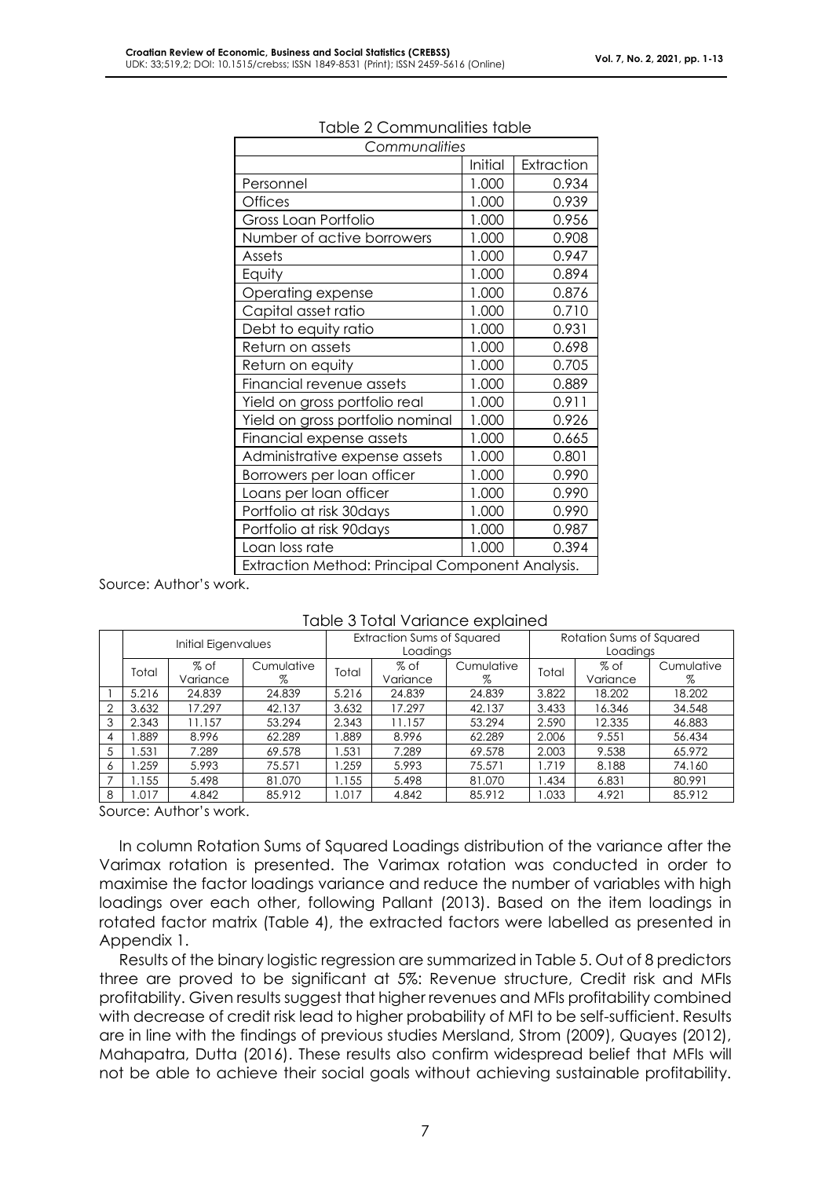Table 2 Communalities table

| Communalities | | |
|---|---|---|
| | Initial | Extraction |
| Personnel | 1.000 | 0.934 |
| Offices | 1.000 | 0.939 |
| Gross Loan Portfolio | 1.000 | 0.956 |
| Number of active borrowers | 1.000 | 0.908 |
| Assets | 1.000 | 0.947 |
| Equity | 1.000 | 0.894 |
| Operating expense | 1.000 | 0.876 |
| Capital asset ratio | 1.000 | 0.710 |
| Debt to equity ratio | 1.000 | 0.931 |
| Return on assets | 1.000 | 0.698 |
| Return on equity | 1.000 | 0.705 |
| Financial revenue assets | 1.000 | 0.889 |
| Yield on gross portfolio real | 1.000 | 0.911 |
| Yield on gross portfolio nominal | 1.000 | 0.926 |
| Financial expense assets | 1.000 | 0.665 |
| Administrative expense assets | 1.000 | 0.801 |
| Borrowers per loan officer | 1.000 | 0.990 |
| Loans per loan officer | 1.000 | 0.990 |
| Portfolio at risk 30days | 1.000 | 0.990 |
| Portfolio at risk 90days | 1.000 | 0.987 |
| Loan loss rate | 1.000 | 0.394 |
| Extraction Method: Principal Component Analysis. | | |

Source: Author's work.

Table 3 Total Variance explained

| | Initial Eigenvalues | | | Extraction Sums of Squared Loadings | | | Rotation Sums of Squared Loadings | | |
|---|---|---|---|---|---|---|---|---|---|
| | Total | % of Variance | Cumulative % | Total | % of Variance | Cumulative % | Total | % of Variance | Cumulative % |
| 1 | 5.216 | 24.839 | 24.839 | 5.216 | 24.839 | 24.839 | 3.822 | 18.202 | 18.202 |
| 2 | 3.632 | 17.297 | 42.137 | 3.632 | 17.297 | 42.137 | 3.433 | 16.346 | 34.548 |
| 3 | 2.343 | 11.157 | 53.294 | 2.343 | 11.157 | 53.294 | 2.590 | 12.335 | 46.883 |
| 4 | 1.889 | 8.996 | 62.289 | 1.889 | 8.996 | 62.289 | 2.006 | 9.551 | 56.434 |
| 5 | 1.531 | 7.289 | 69.578 | 1.531 | 7.289 | 69.578 | 2.003 | 9.538 | 65.972 |
| 6 | 1.259 | 5.993 | 75.571 | 1.259 | 5.993 | 75.571 | 1.719 | 8.188 | 74.160 |
| 7 | 1.155 | 5.498 | 81.070 | 1.155 | 5.498 | 81.070 | 1.434 | 6.831 | 80.991 |
| 8 | 1.017 | 4.842 | 85.912 | 1.017 | 4.842 | 85.912 | 1.033 | 4.921 | 85.912 |

Source: Author's work.

In column Rotation Sums of Squared Loadings distribution of the variance after the Varimax rotation is presented. The Varimax rotation was conducted in order to maximise the factor loadings variance and reduce the number of variables with high loadings over each other, following Pallant (2013). Based on the item loadings in rotated factor matrix (Table 4), the extracted factors were labelled as presented in Appendix 1.

Results of the binary logistic regression are summarized in Table 5. Out of 8 predictors three are proved to be significant at 5%: Revenue structure, Credit risk and MFIs profitability. Given results suggest that higher revenues and MFIs profitability combined with decrease of credit risk lead to higher probability of MFI to be self-sufficient. Results are in line with the findings of previous studies Mersland, Strom (2009), Quayes (2012), Mahapatra, Dutta (2016). These results also confirm widespread belief that MFIs will not be able to achieve their social goals without achieving sustainable profitability.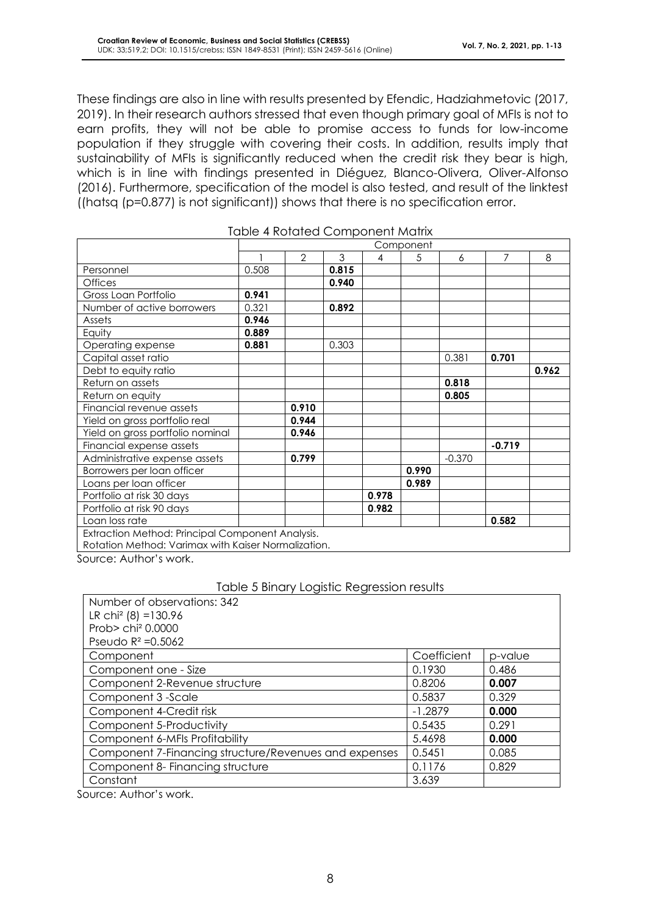These findings are also in line with results presented by Efendic, Hadziahmetovic (2017, 2019). In their research authors stressed that even though primary goal of MFIs is not to earn profits, they will not be able to promise access to funds for low-income population if they struggle with covering their costs. In addition, results imply that sustainability of MFIs is significantly reduced when the credit risk they bear is high, which is in line with findings presented in Diéguez, Blanco-Olivera, Oliver-Alfonso (2016). Furthermore, specification of the model is also tested, and result of the linktest ((hatsq (p=0.877) is not significant)) shows that there is no specification error.

Table 4 Rotated Component Matrix

| | Component | | | | | | | |
|---|---|---|---|---|---|---|---|---|
| | 1 | 2 | 3 | 4 | 5 | 6 | 7 | 8 |
| Personnel | 0.508 | | **0.815** | | | | | |
| Offices | | | **0.940** | | | | | |
| Gross Loan Portfolio | **0.941** | | | | | | | |
| Number of active borrowers | 0.321 | | **0.892** | | | | | |
| Assets | **0.946** | | | | | | | |
| Equity | **0.889** | | | | | | | |
| Operating expense | **0.881** | | 0.303 | | | | | |
| Capital asset ratio | | | | | | 0.381 | **0.701** | |
| Debt to equity ratio | | | | | | | | **0.962** |
| Return on assets | | | | | | **0.818** | | |
| Return on equity | | | | | | **0.805** | | |
| Financial revenue assets | | **0.910** | | | | | | |
| Yield on gross portfolio real | | **0.944** | | | | | | |
| Yield on gross portfolio nominal | | **0.946** | | | | | | |
| Financial expense assets | | | | | | | **-0.719** | |
| Administrative expense assets | | **0.799** | | | | -0.370 | | |
| Borrowers per loan officer | | | | | **0.990** | | | |
| Loans per loan officer | | | | | **0.989** | | | |
| Portfolio at risk 30 days | | | | **0.978** | | | | |
| Portfolio at risk 90 days | | | | **0.982** | | | | |
| Loan loss rate | | | | | | | **0.582** | |
| Extraction Method: Principal Component Analysis. Rotation Method: Varimax with Kaiser Normalization. | | | | | | | | |

Source: Author's work.

Table 5 Binary Logistic Regression results

| Number of observations: 342<br>LR chi² (8) =130.96<br>Prob> chi² 0.0000<br>Pseudo R² =0.5062 | | |
|---|---|---|
| Component | Coefficient | p-value |
| Component one - Size | 0.1930 | 0.486 |
| Component 2-Revenue structure | 0.8206 | **0.007** |
| Component 3 -Scale | 0.5837 | 0.329 |
| Component 4-Credit risk | -1.2879 | **0.000** |
| Component 5-Productivity | 0.5435 | 0.291 |
| Component 6-MFIs Profitability | 5.4698 | **0.000** |
| Component 7-Financing structure/Revenues and expenses | 0.5451 | 0.085 |
| Component 8- Financing structure | 0.1176 | 0.829 |
| Constant | 3.639 | |

Source: Author's work.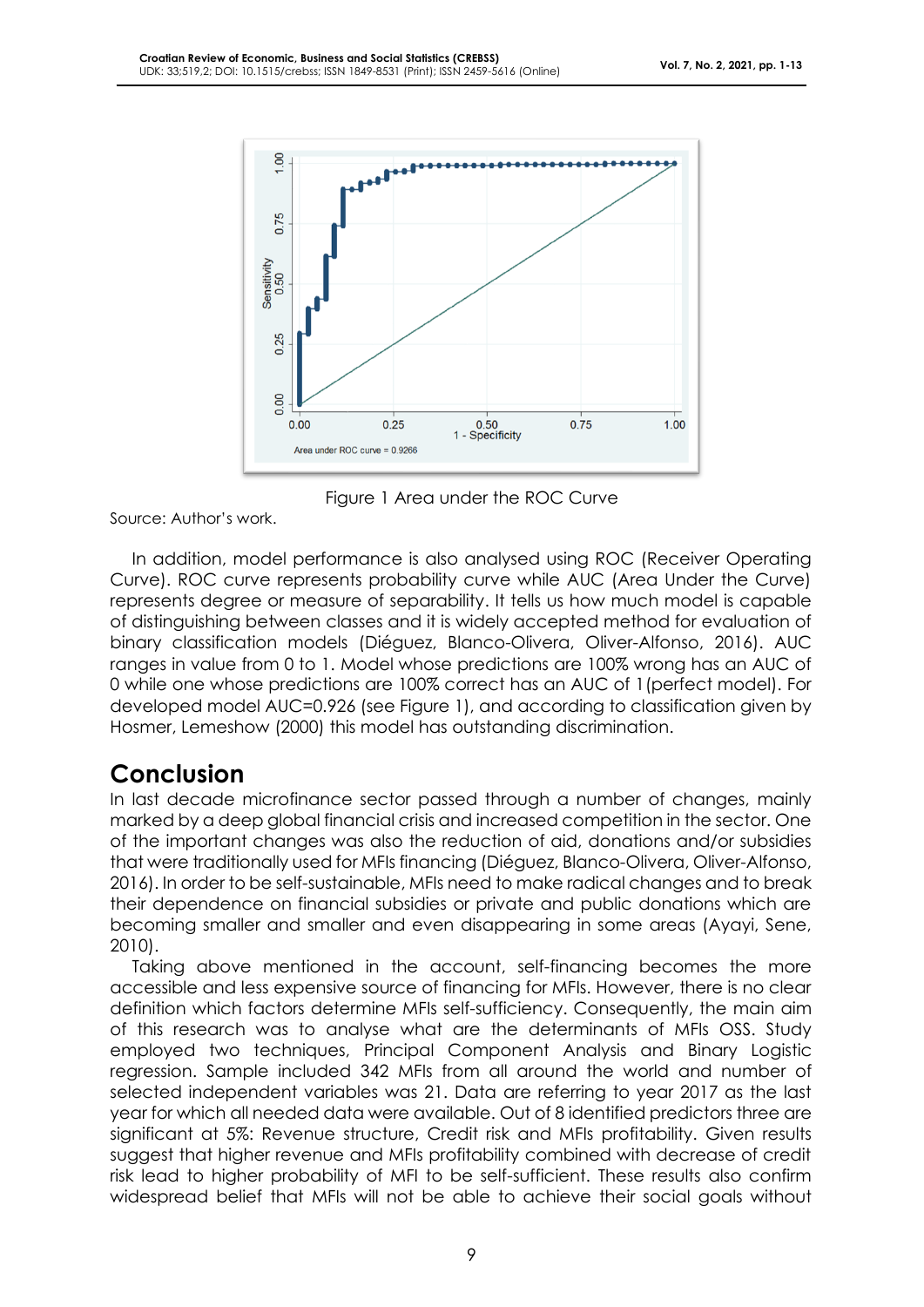Figure 1 Area under the ROC Curve

Source: Author's work.

In addition, model performance is also analysed using ROC (Receiver Operating Curve). ROC curve represents probability curve while AUC (Area Under the Curve) represents degree or measure of separability. It tells us how much model is capable of distinguishing between classes and it is widely accepted method for evaluation of binary classification models (Diéguez, Blanco-Olivera, Oliver-Alfonso, 2016). AUC ranges in value from 0 to 1. Model whose predictions are 100% wrong has an AUC of 0 while one whose predictions are 100% correct has an AUC of 1(perfect model). For developed model AUC=0.926 (see Figure 1), and according to classification given by Hosmer, Lemeshow (2000) this model has outstanding discrimination.

## Conclusion

In last decade microfinance sector passed through a number of changes, mainly marked by a deep global financial crisis and increased competition in the sector. One of the important changes was also the reduction of aid, donations and/or subsidies that were traditionally used for MFIs financing (Diéguez, Blanco-Olivera, Oliver-Alfonso, 2016). In order to be self-sustainable, MFIs need to make radical changes and to break their dependence on financial subsidies or private and public donations which are becoming smaller and smaller and even disappearing in some areas (Ayayi, Sene, 2010).

Taking above mentioned in the account, self-financing becomes the more accessible and less expensive source of financing for MFIs. However, there is no clear definition which factors determine MFIs self-sufficiency. Consequently, the main aim of this research was to analyse what are the determinants of MFIs OSS. Study employed two techniques, Principal Component Analysis and Binary Logistic regression. Sample included 342 MFIs from all around the world and number of selected independent variables was 21. Data are referring to year 2017 as the last year for which all needed data were available. Out of 8 identified predictors three are significant at 5%: Revenue structure, Credit risk and MFIs profitability. Given results suggest that higher revenue and MFIs profitability combined with decrease of credit risk lead to higher probability of MFI to be self-sufficient. These results also confirm widespread belief that MFIs will not be able to achieve their social goals without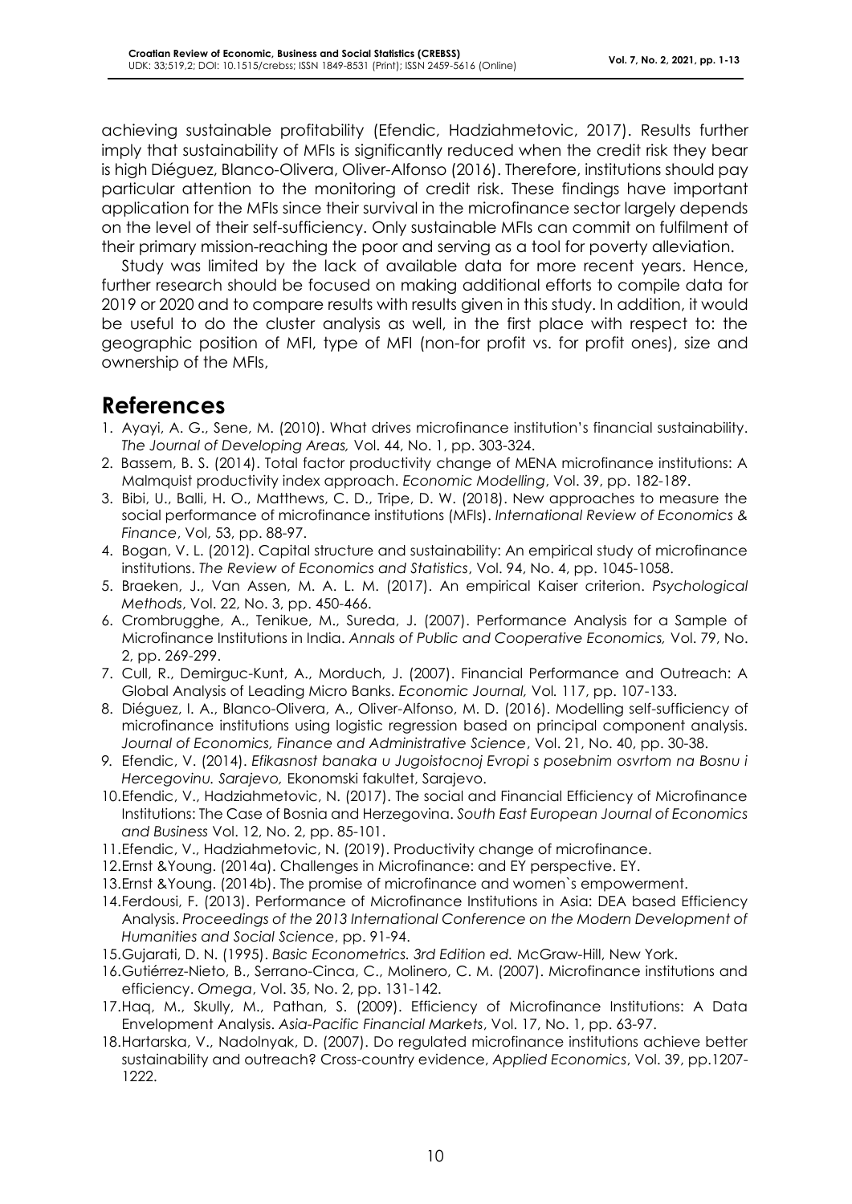achieving sustainable profitability (Efendic, Hadziahmetovic, 2017). Results further imply that sustainability of MFIs is significantly reduced when the credit risk they bear is high Diéguez, Blanco-Olivera, Oliver-Alfonso (2016). Therefore, institutions should pay particular attention to the monitoring of credit risk. These findings have important application for the MFIs since their survival in the microfinance sector largely depends on the level of their self-sufficiency. Only sustainable MFIs can commit on fulfilment of their primary mission-reaching the poor and serving as a tool for poverty alleviation.

Study was limited by the lack of available data for more recent years. Hence, further research should be focused on making additional efforts to compile data for 2019 or 2020 and to compare results with results given in this study. In addition, it would be useful to do the cluster analysis as well, in the first place with respect to: the geographic position of MFI, type of MFI (non-for profit vs. for profit ones), size and ownership of the MFIs,

## References

1. Ayayi, A. G., Sene, M. (2010). What drives microfinance institution's financial sustainability. *The Journal of Developing Areas,* Vol. 44, No. 1, pp. 303-324.
2. Bassem, B. S. (2014). Total factor productivity change of MENA microfinance institutions: A Malmquist productivity index approach. *Economic Modelling*, Vol. 39, pp. 182-189.
3. Bibi, U., Balli, H. O., Matthews, C. D., Tripe, D. W. (2018). New approaches to measure the social performance of microfinance institutions (MFIs). *International Review of Economics & Finance*, Vol, 53, pp. 88-97.
4. Bogan, V. L. (2012). Capital structure and sustainability: An empirical study of microfinance institutions. *The Review of Economics and Statistics*, Vol. 94, No. 4, pp. 1045-1058.
5. Braeken, J., Van Assen, M. A. L. M. (2017). An empirical Kaiser criterion. *Psychological Methods*, Vol. 22, No. 3, pp. 450-466.
6. Crombrugghe, A., Tenikue, M., Sureda, J. (2007). Performance Analysis for a Sample of Microfinance Institutions in India. *Annals of Public and Cooperative Economics,* Vol. 79, No. 2, pp. 269-299.
7. Cull, R., Demirguc-Kunt, A., Morduch, J. (2007). Financial Performance and Outreach: A Global Analysis of Leading Micro Banks. *Economic Journal,* Vol. 117, pp. 107-133.
8. Diéguez, I. A., Blanco-Olivera, A., Oliver-Alfonso, M. D. (2016). Modelling self-sufficiency of microfinance institutions using logistic regression based on principal component analysis. *Journal of Economics, Finance and Administrative Science*, Vol. 21, No. 40, pp. 30-38.
9. Efendic, V. (2014). *Efikasnost banaka u Jugoistocnoj Evropi s posebnim osvrtom na Bosnu i Hercegovinu. Sarajevo,* Ekonomski fakultet, Sarajevo.
10. Efendic, V., Hadziahmetovic, N. (2017). The social and Financial Efficiency of Microfinance Institutions: The Case of Bosnia and Herzegovina. *South East European Journal of Economics and Business* Vol. 12, No. 2, pp. 85-101.
11. Efendic, V., Hadziahmetovic, N. (2019). Productivity change of microfinance.
12. Ernst &Young. (2014a). Challenges in Microfinance: and EY perspective. EY.
13. Ernst &Young. (2014b). The promise of microfinance and women`s empowerment.
14. Ferdousi, F. (2013). Performance of Microfinance Institutions in Asia: DEA based Efficiency Analysis. *Proceedings of the 2013 International Conference on the Modern Development of Humanities and Social Science*, pp. 91-94.
15. Gujarati, D. N. (1995). *Basic Econometrics. 3rd Edition ed.* McGraw-Hill, New York.
16. Gutiérrez-Nieto, B., Serrano-Cinca, C., Molinero, C. M. (2007). Microfinance institutions and efficiency. *Omega*, Vol. 35, No. 2, pp. 131-142.
17. Haq, M., Skully, M., Pathan, S. (2009). Efficiency of Microfinance Institutions: A Data Envelopment Analysis. *Asia-Pacific Financial Markets*, Vol. 17, No. 1, pp. 63-97.
18. Hartarska, V., Nadolnyak, D. (2007). Do regulated microfinance institutions achieve better sustainability and outreach? Cross-country evidence, *Applied Economics*, Vol. 39, pp.1207-1222.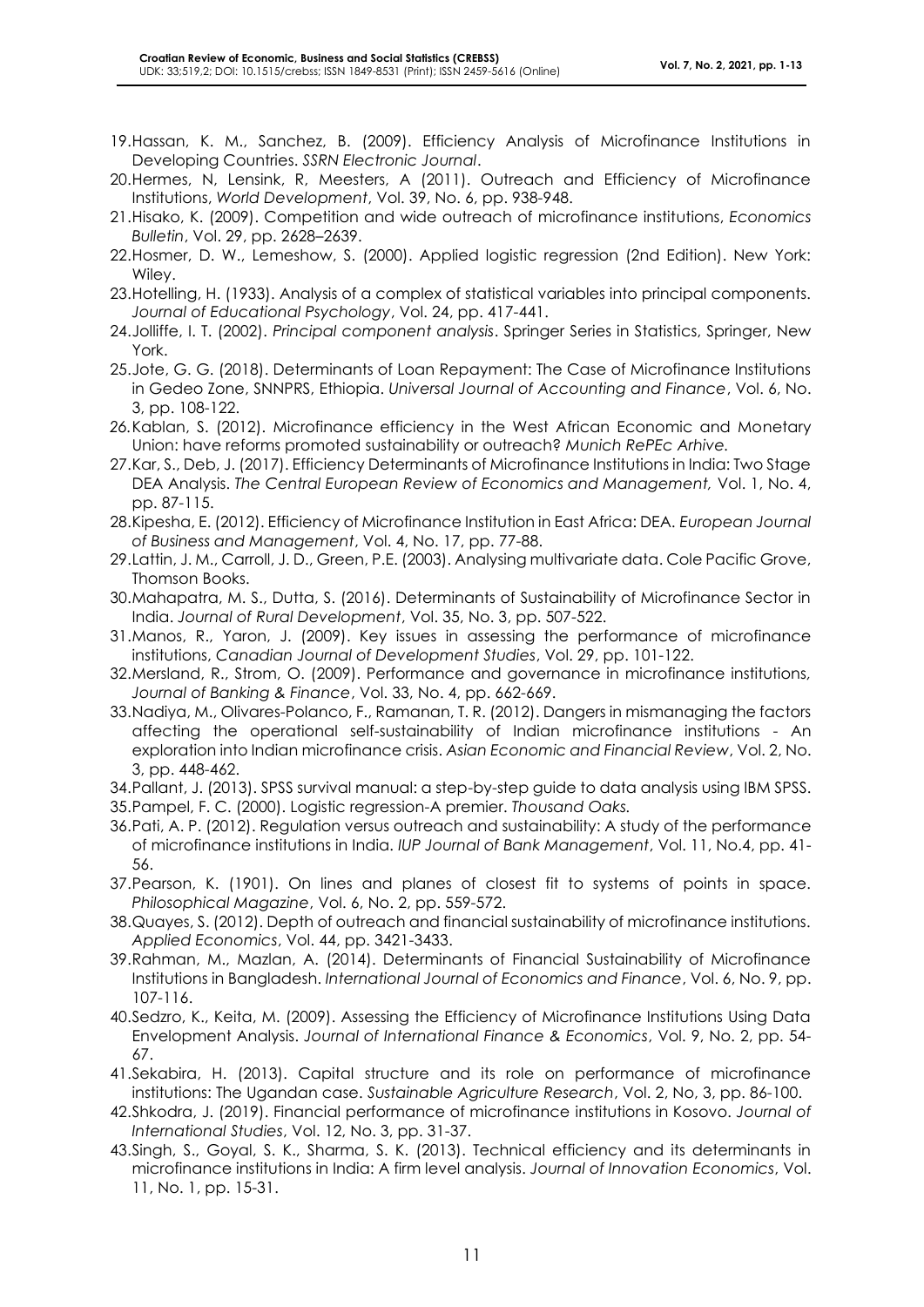19. Hassan, K. M., Sanchez, B. (2009). Efficiency Analysis of Microfinance Institutions in Developing Countries. *SSRN Electronic Journal*.
20. Hermes, N, Lensink, R, Meesters, A (2011). Outreach and Efficiency of Microfinance Institutions, *World Development*, Vol. 39, No. 6, pp. 938-948.
21. Hisako, K. (2009). Competition and wide outreach of microfinance institutions, *Economics Bulletin*, Vol. 29, pp. 2628–2639.
22. Hosmer, D. W., Lemeshow, S. (2000). Applied logistic regression (2nd Edition). New York: Wiley.
23. Hotelling, H. (1933). Analysis of a complex of statistical variables into principal components. *Journal of Educational Psychology*, Vol. 24, pp. 417-441.
24. Jolliffe, I. T. (2002). *Principal component analysis*. Springer Series in Statistics, Springer, New York.
25. Jote, G. G. (2018). Determinants of Loan Repayment: The Case of Microfinance Institutions in Gedeo Zone, SNNPRS, Ethiopia. *Universal Journal of Accounting and Finance*, Vol. 6, No. 3, pp. 108-122.
26. Kablan, S. (2012). Microfinance efficiency in the West African Economic and Monetary Union: have reforms promoted sustainability or outreach? *Munich RePEc Arhive.*
27. Kar, S., Deb, J. (2017). Efficiency Determinants of Microfinance Institutions in India: Two Stage DEA Analysis. *The Central European Review of Economics and Management,* Vol. 1, No. 4, pp. 87-115.
28. Kipesha, E. (2012). Efficiency of Microfinance Institution in East Africa: DEA. *European Journal of Business and Management*, Vol. 4, No. 17, pp. 77-88.
29. Lattin, J. M., Carroll, J. D., Green, P.E. (2003). Analysing multivariate data. Cole Pacific Grove, Thomson Books.
30. Mahapatra, M. S., Dutta, S. (2016). Determinants of Sustainability of Microfinance Sector in India. *Journal of Rural Development*, Vol. 35, No. 3, pp. 507-522.
31. Manos, R., Yaron, J. (2009). Key issues in assessing the performance of microfinance institutions, *Canadian Journal of Development Studies*, Vol. 29, pp. 101-122.
32. Mersland, R., Strom, O. (2009). Performance and governance in microfinance institutions, *Journal of Banking & Finance*, Vol. 33, No. 4, pp. 662-669.
33. Nadiya, M., Olivares-Polanco, F., Ramanan, T. R. (2012). Dangers in mismanaging the factors affecting the operational self-sustainability of Indian microfinance institutions - An exploration into Indian microfinance crisis. *Asian Economic and Financial Review*, Vol. 2, No. 3, pp. 448-462.
34. Pallant, J. (2013). SPSS survival manual: a step-by-step guide to data analysis using IBM SPSS.
35. Pampel, F. C. (2000). Logistic regression-A premier. *Thousand Oaks.*
36. Pati, A. P. (2012). Regulation versus outreach and sustainability: A study of the performance of microfinance institutions in India. *IUP Journal of Bank Management*, Vol. 11, No.4, pp. 41-56.
37. Pearson, K. (1901). On lines and planes of closest fit to systems of points in space. *Philosophical Magazine*, Vol. 6, No. 2, pp. 559-572.
38. Quayes, S. (2012). Depth of outreach and financial sustainability of microfinance institutions. *Applied Economics*, Vol. 44, pp. 3421-3433.
39. Rahman, M., Mazlan, A. (2014). Determinants of Financial Sustainability of Microfinance Institutions in Bangladesh. *International Journal of Economics and Finance*, Vol. 6, No. 9, pp. 107-116.
40. Sedzro, K., Keita, M. (2009). Assessing the Efficiency of Microfinance Institutions Using Data Envelopment Analysis. *Journal of International Finance & Economics*, Vol. 9, No. 2, pp. 54-67.
41. Sekabira, H. (2013). Capital structure and its role on performance of microfinance institutions: The Ugandan case. *Sustainable Agriculture Research*, Vol. 2, No, 3, pp. 86-100.
42. Shkodra, J. (2019). Financial performance of microfinance institutions in Kosovo. *Journal of International Studies*, Vol. 12, No. 3, pp. 31-37.
43. Singh, S., Goyal, S. K., Sharma, S. K. (2013). Technical efficiency and its determinants in microfinance institutions in India: A firm level analysis. *Journal of Innovation Economics*, Vol. 11, No. 1, pp. 15-31.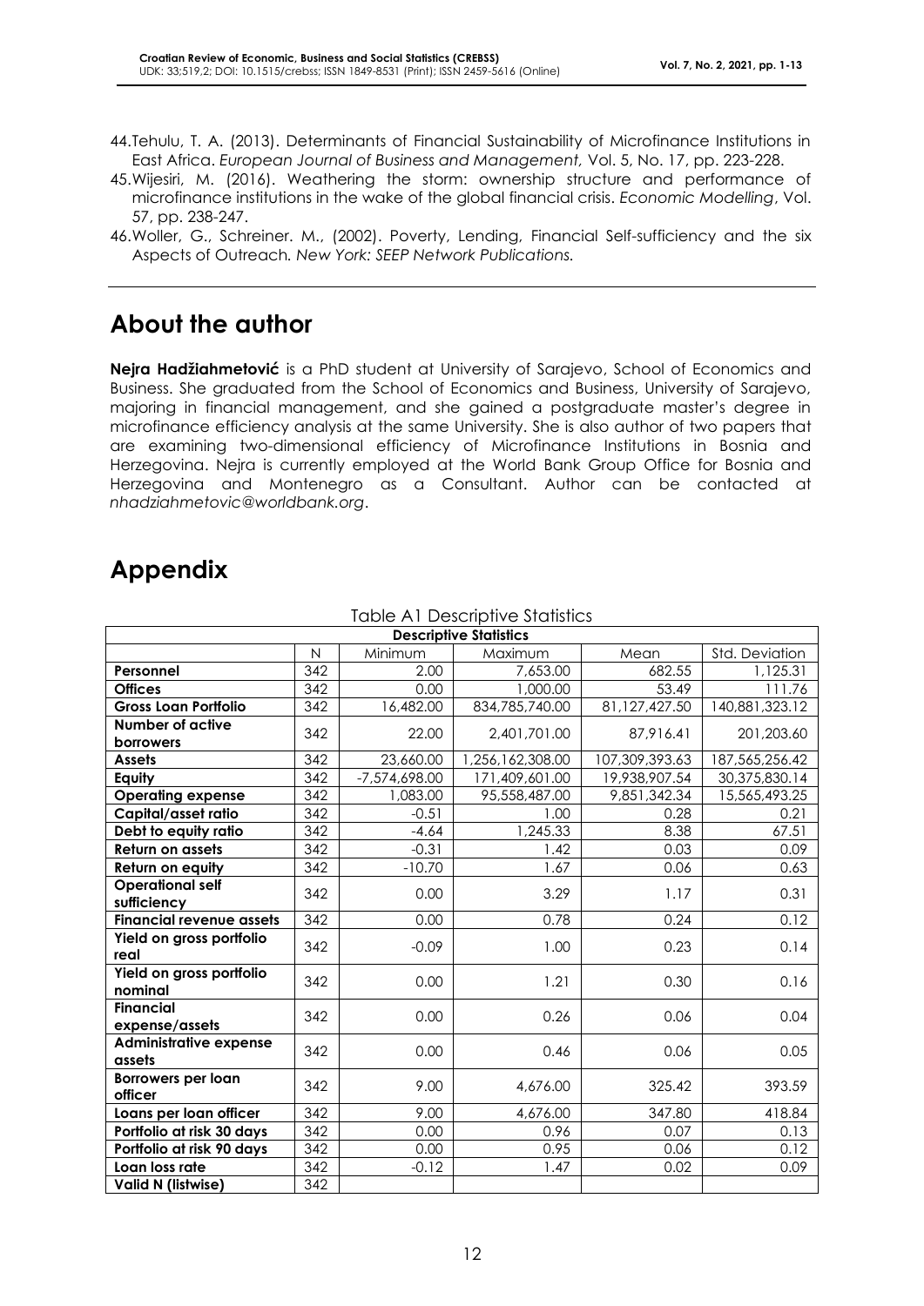44. Tehulu, T. A. (2013). Determinants of Financial Sustainability of Microfinance Institutions in East Africa. *European Journal of Business and Management,* Vol. 5, No. 17, pp. 223-228.
45. Wijesiri, M. (2016). Weathering the storm: ownership structure and performance of microfinance institutions in the wake of the global financial crisis. *Economic Modelling*, Vol. 57, pp. 238-247.
46. Woller, G., Schreiner. M., (2002). Poverty, Lending, Financial Self-sufficiency and the six Aspects of Outreach*. New York: SEEP Network Publications.*

# About the author

**Nejra Hadžiahmetović** is a PhD student at University of Sarajevo, School of Economics and Business. She graduated from the School of Economics and Business, University of Sarajevo, majoring in financial management, and she gained a postgraduate master's degree in microfinance efficiency analysis at the same University. She is also author of two papers that are examining two-dimensional efficiency of Microfinance Institutions in Bosnia and Herzegovina. Nejra is currently employed at the World Bank Group Office for Bosnia and Herzegovina and Montenegro as a Consultant. Author can be contacted at *nhadziahmetovic@worldbank.org*.

# Appendix

Table A1 Descriptive Statistics

| Descriptive Statistics | | | | | |
|---|---|---|---|---|---|
| | N | Minimum | Maximum | Mean | Std. Deviation |
| **Personnel** | 342 | 2.00 | 7,653.00 | 682.55 | 1,125.31 |
| **Offices** | 342 | 0.00 | 1,000.00 | 53.49 | 111.76 |
| **Gross Loan Portfolio** | 342 | 16,482.00 | 834,785,740.00 | 81,127,427.50 | 140,881,323.12 |
| **Number of active borrowers** | 342 | 22.00 | 2,401,701.00 | 87,916.41 | 201,203.60 |
| **Assets** | 342 | 23,660.00 | 1,256,162,308.00 | 107,309,393.63 | 187,565,256.42 |
| **Equity** | 342 | -7,574,698.00 | 171,409,601.00 | 19,938,907.54 | 30,375,830.14 |
| **Operating expense** | 342 | 1,083.00 | 95,558,487.00 | 9,851,342.34 | 15,565,493.25 |
| **Capital/asset ratio** | 342 | -0.51 | 1.00 | 0.28 | 0.21 |
| **Debt to equity ratio** | 342 | -4.64 | 1,245.33 | 8.38 | 67.51 |
| **Return on assets** | 342 | -0.31 | 1.42 | 0.03 | 0.09 |
| **Return on equity** | 342 | -10.70 | 1.67 | 0.06 | 0.63 |
| **Operational self sufficiency** | 342 | 0.00 | 3.29 | 1.17 | 0.31 |
| **Financial revenue assets** | 342 | 0.00 | 0.78 | 0.24 | 0.12 |
| **Yield on gross portfolio real** | 342 | -0.09 | 1.00 | 0.23 | 0.14 |
| **Yield on gross portfolio nominal** | 342 | 0.00 | 1.21 | 0.30 | 0.16 |
| **Financial expense/assets** | 342 | 0.00 | 0.26 | 0.06 | 0.04 |
| **Administrative expense assets** | 342 | 0.00 | 0.46 | 0.06 | 0.05 |
| **Borrowers per loan officer** | 342 | 9.00 | 4,676.00 | 325.42 | 393.59 |
| **Loans per loan officer** | 342 | 9.00 | 4,676.00 | 347.80 | 418.84 |
| **Portfolio at risk 30 days** | 342 | 0.00 | 0.96 | 0.07 | 0.13 |
| **Portfolio at risk 90 days** | 342 | 0.00 | 0.95 | 0.06 | 0.12 |
| **Loan loss rate** | 342 | -0.12 | 1.47 | 0.02 | 0.09 |
| **Valid N (listwise)** | 342 | | | | |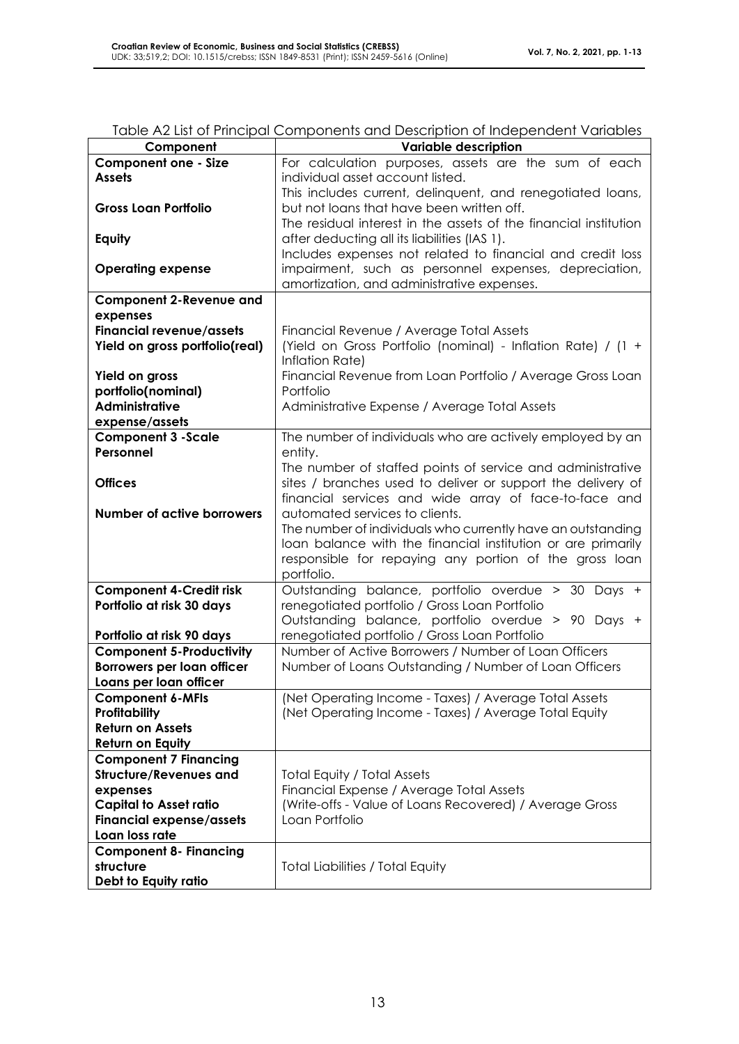Table A2 List of Principal Components and Description of Independent Variables

| Component | Variable description |
|---|---|
| **Component one - Size** | |
| **Assets** | For calculation purposes, assets are the sum of each individual asset account listed. |
| **Gross Loan Portfolio** | This includes current, delinquent, and renegotiated loans, but not loans that have been written off. |
| **Equity** | The residual interest in the assets of the financial institution after deducting all its liabilities (IAS 1). |
| **Operating expense** | Includes expenses not related to financial and credit loss impairment, such as personnel expenses, depreciation, amortization, and administrative expenses. |
| **Component 2-Revenue and expenses** | |
| **Financial revenue/assets** | Financial Revenue / Average Total Assets |
| **Yield on gross portfolio(real)** | (Yield on Gross Portfolio (nominal) - Inflation Rate) / (1 + Inflation Rate) |
| **Yield on gross portfolio(nominal)** | Financial Revenue from Loan Portfolio / Average Gross Loan Portfolio |
| **Administrative expense/assets** | Administrative Expense / Average Total Assets |
| **Component 3 -Scale** | |
| **Personnel** | The number of individuals who are actively employed by an entity. |
| **Offices** | The number of staffed points of service and administrative sites / branches used to deliver or support the delivery of financial services and wide array of face-to-face and automated services to clients. |
| **Number of active borrowers** | The number of individuals who currently have an outstanding loan balance with the financial institution or are primarily responsible for repaying any portion of the gross loan portfolio. |
| **Component 4-Credit risk** | |
| **Portfolio at risk 30 days** | Outstanding balance, portfolio overdue > 30 Days + renegotiated portfolio / Gross Loan Portfolio |
| **Portfolio at risk 90 days** | Outstanding balance, portfolio overdue > 90 Days + renegotiated portfolio / Gross Loan Portfolio |
| **Component 5-Productivity** | |
| **Borrowers per loan officer** | Number of Active Borrowers / Number of Loan Officers |
| **Loans per loan officer** | Number of Loans Outstanding / Number of Loan Officers |
| **Component 6-MFIs Profitability** | |
| **Return on Assets** | (Net Operating Income - Taxes) / Average Total Assets |
| **Return on Equity** | (Net Operating Income - Taxes) / Average Total Equity |
| **Component 7 Financing Structure/Revenues and expenses** | |
| **Capital to Asset ratio** | Total Equity / Total Assets |
| **Financial expense/assets** | Financial Expense / Average Total Assets |
| **Loan loss rate** | (Write-offs - Value of Loans Recovered) / Average Gross Loan Portfolio |
| **Component 8- Financing structure** | |
| **Debt to Equity ratio** | Total Liabilities / Total Equity |